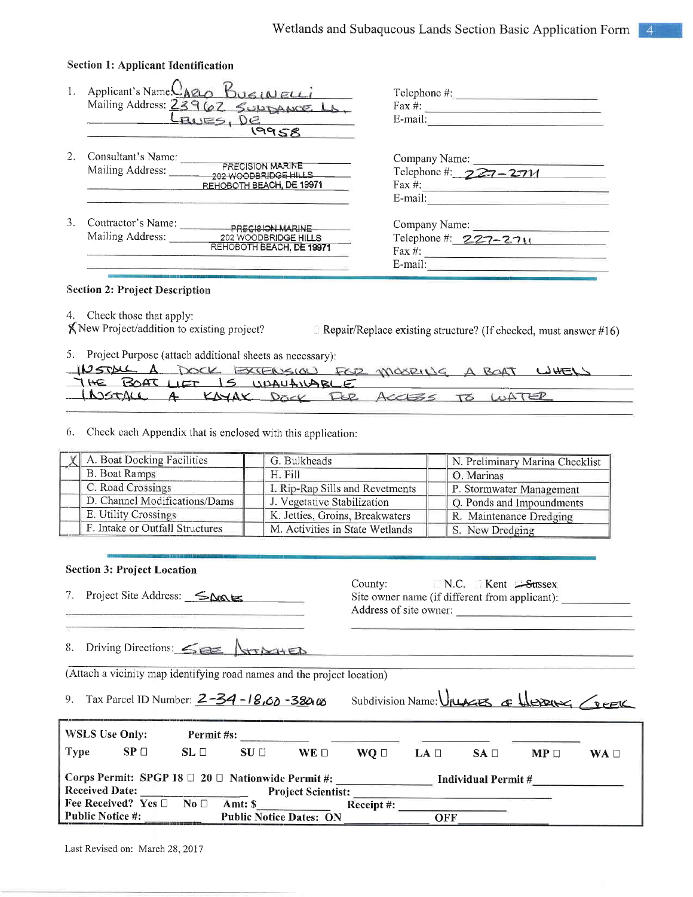## Section 1: Applicant Identification

1. Applicant's Name: CARLO BUSINELLI
   Mailing Address: 23962 SUNDANCE LN. LEWES, DE 19958
   Telephone #:
   Fax #:
   E-mail:

2. Consultant's Name:
   Mailing Address: PRECISION MARINE 202 WOODBRIDGE HILLS REHOBOTH BEACH, DE 19971
   Company Name:
   Telephone #: 227-2711
   Fax #:
   E-mail:

3. Contractor's Name:
   Mailing Address: PRECISION MARINE 202 WOODBRIDGE HILLS REHOBOTH BEACH, DE 19971
   Company Name:
   Telephone #: 227-2711
   Fax #:
   E-mail:

## Section 2: Project Description

4. Check those that apply:
   X New Project/addition to existing project?
   ☐ Repair/Replace existing structure? (If checked, must answer #16)

5. Project Purpose (attach additional sheets as necessary):
   INSTALL A DOCK EXTENSION FOR MOORING A BOAT WHEN THE BOAT LIFT IS UNAVAILABLE
   INSTALL A KAYAK DOCK FOR ACCESS TO WATER

6. Check each Appendix that is enclosed with this application:

| | | | | | |
|---|---|---|---|---|---|
| X | A. Boat Docking Facilities | | G. Bulkheads | | N. Preliminary Marina Checklist |
| | B. Boat Ramps | | H. Fill | | O. Marinas |
| | C. Road Crossings | | I. Rip-Rap Sills and Revetments | | P. Stormwater Management |
| | D. Channel Modifications/Dams | | J. Vegetative Stabilization | | Q. Ponds and Impoundments |
| | E. Utility Crossings | | K. Jetties, Groins, Breakwaters | | R. Maintenance Dredging |
| | F. Intake or Outfall Structures | | M. Activities in State Wetlands | | S. New Dredging |

## Section 3: Project Location

7. Project Site Address: SAME
   County: ☐ N.C. ☐ Kent X Sussex
   Site owner name (if different from applicant):
   Address of site owner:

8. Driving Directions: SEE ATTACHED

(Attach a vicinity map identifying road names and the project location)

9. Tax Parcel ID Number: 2-34-18.00-380.00   Subdivision Name: VILLAGES OF HERRING CREEK

| WSLS Use Only: | Permit #s: | | | | | | | | |
|---|---|---|---|---|---|---|---|---|---|
| Type | SP ☐ | SL ☐ | SU ☐ | WE ☐ | WQ ☐ | LA ☐ | SA ☐ | MP ☐ | WA ☐ |

Corps Permit: SPGP 18 ☐ 20 ☐ Nationwide Permit #: ____ Individual Permit #: ____
Received Date: ____ Project Scientist: ____
Fee Received? Yes ☐ No ☐ Amt: $ ____ Receipt #: ____
Public Notice #: ____ Public Notice Dates: ON ____ OFF ____

Last Revised on: March 28, 2017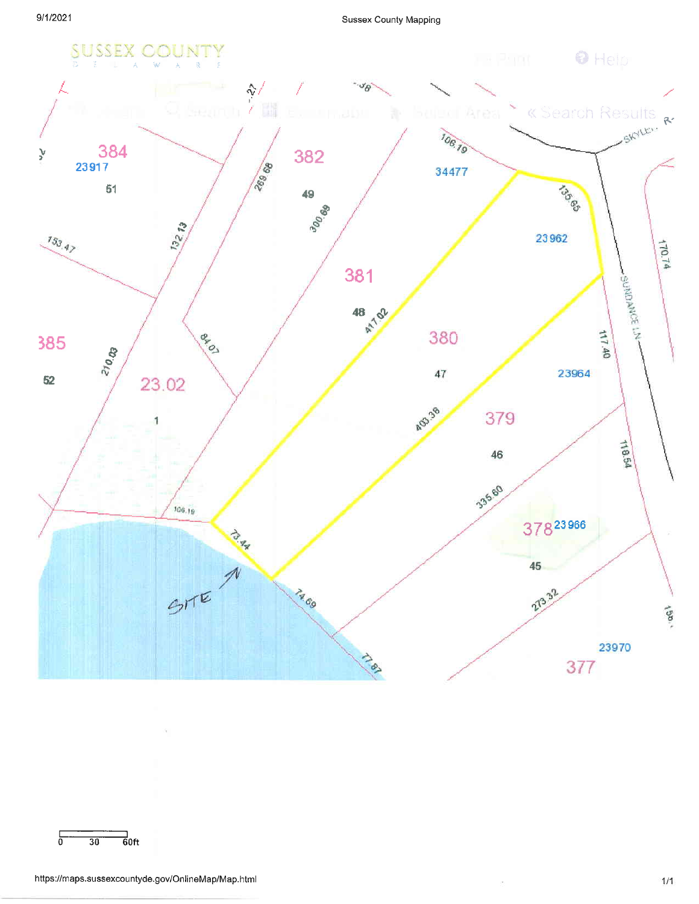SUSSEX COUNTY
DELAWARE

Sussex County Mapping

384
23917
51

382
49
269.68
300.68
132.13
153.47

34477
106.19
135.65
SKYLER
23962

381
48
417.02

380
47

385
52
210.03
84.07

23.02
1

403.38

379
46

23964
117.40
SUNDANCE LN
170.74
118.54

335.60

378 23966
45

106.19
73.44
SITE

74.69
77.87
273.32

23970
377

0 30 60ft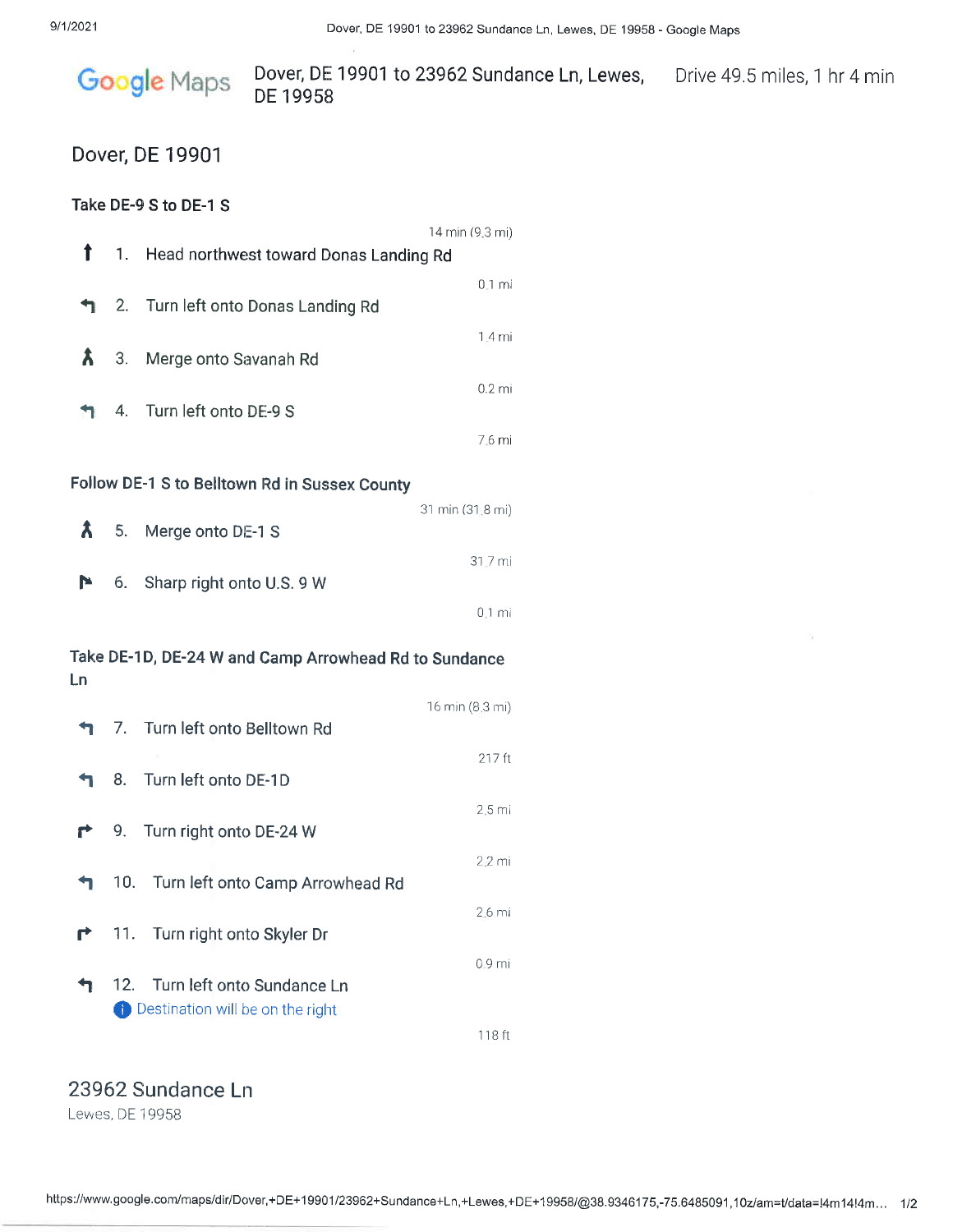# Google Maps — Dover, DE 19901 to 23962 Sundance Ln, Lewes, DE 19958

Drive 49.5 miles, 1 hr 4 min

## Dover, DE 19901

### Take DE-9 S to DE-1 S

14 min (9.3 mi)

1. Head northwest toward Donas Landing Rd

   0.1 mi

2. Turn left onto Donas Landing Rd

   1.4 mi

3. Merge onto Savanah Rd

   0.2 mi

4. Turn left onto DE-9 S

   7.6 mi

### Follow DE-1 S to Belltown Rd in Sussex County

31 min (31.8 mi)

5. Merge onto DE-1 S

   31.7 mi

6. Sharp right onto U.S. 9 W

   0.1 mi

### Take DE-1D, DE-24 W and Camp Arrowhead Rd to Sundance Ln

16 min (8.3 mi)

7. Turn left onto Belltown Rd

   217 ft

8. Turn left onto DE-1D

   2.5 mi

9. Turn right onto DE-24 W

   2.2 mi

10. Turn left onto Camp Arrowhead Rd

    2.6 mi

11. Turn right onto Skyler Dr

    0.9 mi

12. Turn left onto Sundance Ln

    Destination will be on the right

    118 ft

## 23962 Sundance Ln

Lewes, DE 19958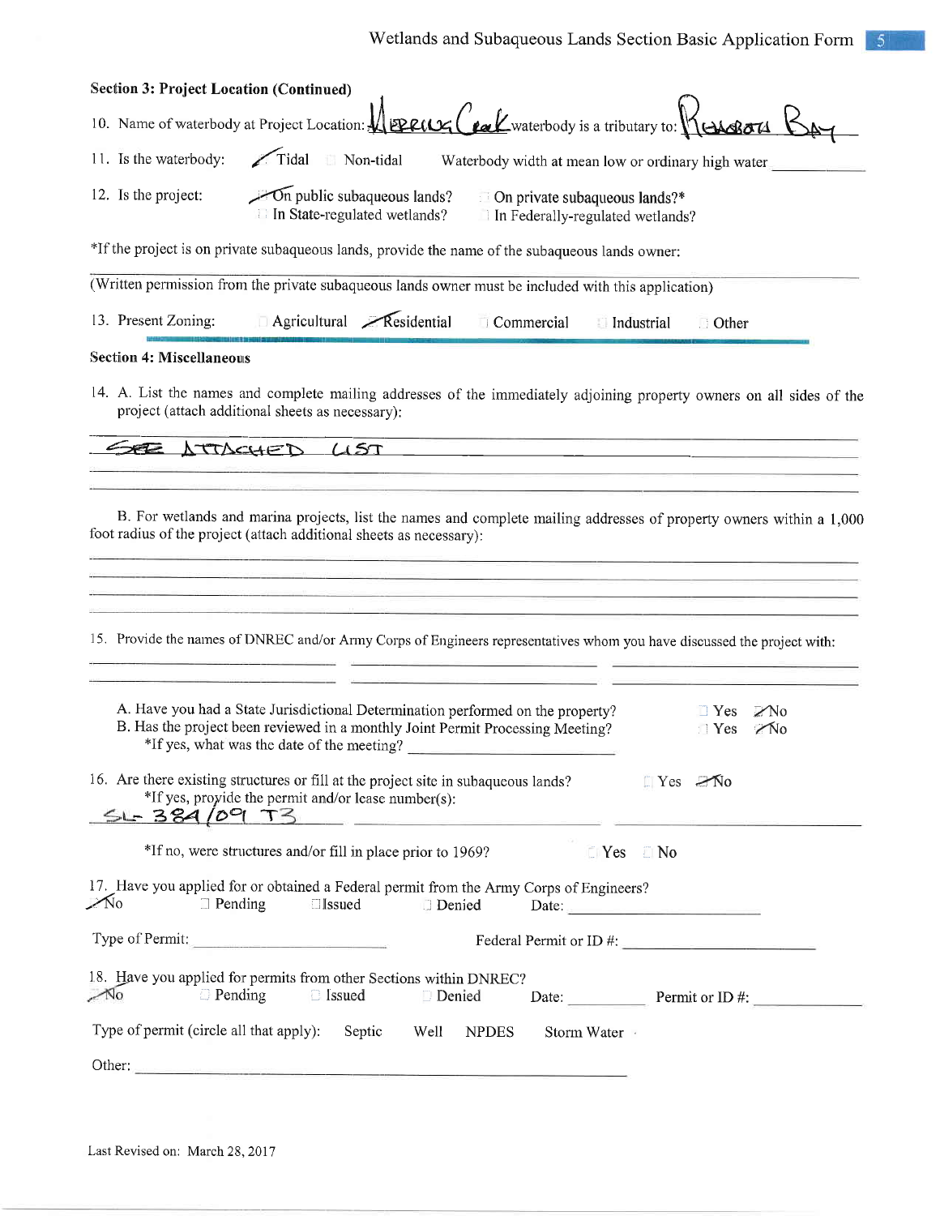## Section 3: Project Location (Continued)

10. Name of waterbody at Project Location: Herring Creek waterbody is a tributary to: Rehoboth Bay

11. Is the waterbody: ☑ Tidal ☐ Non-tidal Waterbody width at mean low or ordinary high water \_\_\_\_\_\_\_\_\_\_

12. Is the project: ☑ On public subaqueous lands? ☐ On private subaqueous lands?\*
 ☐ In State-regulated wetlands? ☐ In Federally-regulated wetlands?

\*If the project is on private subaqueous lands, provide the name of the subaqueous lands owner:

\_\_\_\_\_\_\_\_\_\_\_\_\_\_\_\_\_\_\_\_\_\_\_\_\_\_\_\_\_\_\_\_\_\_\_\_\_\_\_\_\_\_\_\_\_\_\_\_\_\_\_\_\_\_\_\_\_\_\_\_\_\_\_\_\_\_\_\_\_\_\_\_\_\_

(Written permission from the private subaqueous lands owner must be included with this application)

13. Present Zoning: ☐ Agricultural ☑ Residential ☐ Commercial ☐ Industrial ☐ Other

## Section 4: Miscellaneous

14. A. List the names and complete mailing addresses of the immediately adjoining property owners on all sides of the project (attach additional sheets as necessary):

SEE ATTACHED LIST

B. For wetlands and marina projects, list the names and complete mailing addresses of property owners within a 1,000 foot radius of the project (attach additional sheets as necessary):

\_\_\_\_\_\_\_\_\_\_\_\_\_\_\_\_\_\_\_\_\_\_\_\_\_\_\_\_\_\_\_\_\_\_\_\_\_\_\_\_\_\_\_\_\_\_\_\_\_\_\_\_\_\_\_\_\_\_\_\_\_\_\_\_\_\_\_\_\_\_\_\_\_\_

15. Provide the names of DNREC and/or Army Corps of Engineers representatives whom you have discussed the project with:

\_\_\_\_\_\_\_\_\_\_\_\_\_\_\_\_\_\_\_\_ \_\_\_\_\_\_\_\_\_\_\_\_\_\_\_\_\_\_\_\_ \_\_\_\_\_\_\_\_\_\_\_\_\_\_\_\_\_\_\_\_

A. Have you had a State Jurisdictional Determination performed on the property? ☐ Yes ☑ No
B. Has the project been reviewed in a monthly Joint Permit Processing Meeting? ☐ Yes ☑ No
\*If yes, what was the date of the meeting? \_\_\_\_\_\_\_\_\_\_\_\_\_\_\_\_\_\_\_\_

16. Are there existing structures or fill at the project site in subaqueous lands? ☐ Yes ☑ No
\*If yes, provide the permit and/or lease number(s):
SL- 384/09 T3

\*If no, were structures and/or fill in place prior to 1969? ☐ Yes ☐ No

17. Have you applied for or obtained a Federal permit from the Army Corps of Engineers?
☑ No ☐ Pending ☐ Issued ☐ Denied Date: \_\_\_\_\_\_\_\_\_\_\_\_\_\_\_\_\_\_\_\_

Type of Permit: \_\_\_\_\_\_\_\_\_\_\_\_\_\_\_\_\_\_\_\_ Federal Permit or ID #: \_\_\_\_\_\_\_\_\_\_\_\_\_\_\_\_\_\_\_\_

18. Have you applied for permits from other Sections within DNREC?
☑ No ☐ Pending ☐ Issued ☐ Denied Date: \_\_\_\_\_\_\_\_\_\_ Permit or ID #: \_\_\_\_\_\_\_\_\_\_

Type of permit (circle all that apply): Septic Well NPDES Storm Water

Other: \_\_\_\_\_\_\_\_\_\_\_\_\_\_\_\_\_\_\_\_\_\_\_\_\_\_\_\_\_\_\_\_\_\_\_\_\_\_\_\_\_\_\_\_\_\_\_\_

Last Revised on: March 28, 2017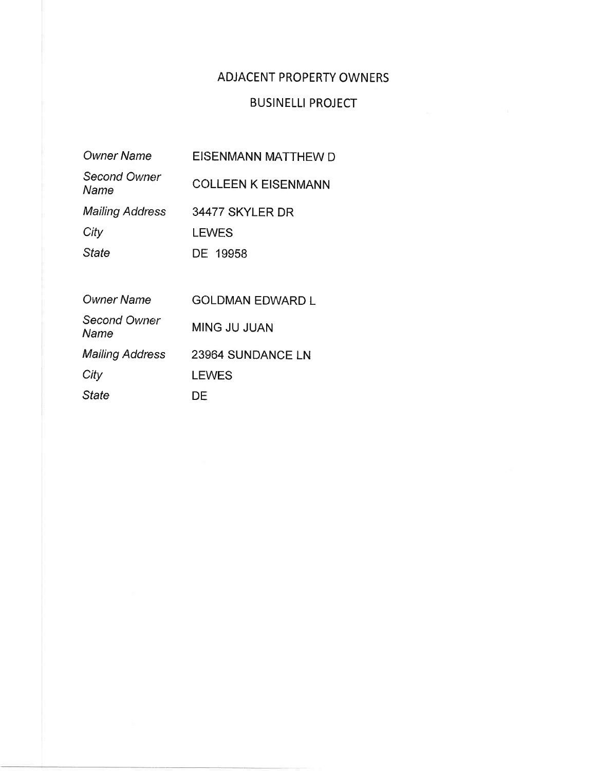# ADJACENT PROPERTY OWNERS

## BUSINELLI PROJECT

| | |
|---|---|
| *Owner Name* | EISENMANN MATTHEW D |
| *Second Owner Name* | COLLEEN K EISENMANN |
| *Mailing Address* | 34477 SKYLER DR |
| *City* | LEWES |
| *State* | DE 19958 |

| | |
|---|---|
| *Owner Name* | GOLDMAN EDWARD L |
| *Second Owner Name* | MING JU JUAN |
| *Mailing Address* | 23964 SUNDANCE LN |
| *City* | LEWES |
| *State* | DE |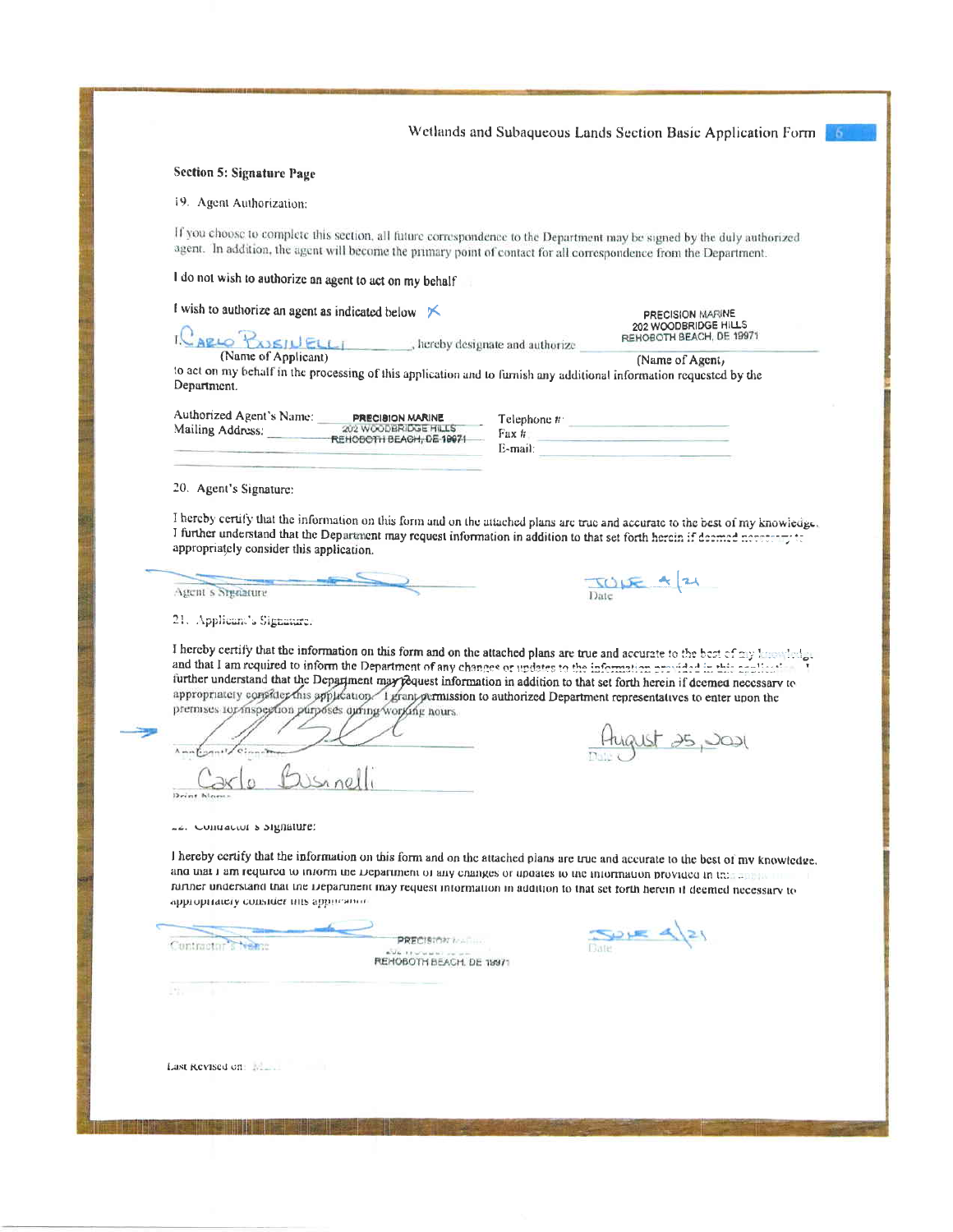## Section 5: Signature Page

19. Agent Authorization:

If you choose to complete this section, all future correspondence to the Department may be signed by the duly authorized agent. In addition, the agent will become the primary point of contact for all correspondence from the Department.

I do not wish to authorize an agent to act on my behalf

I wish to authorize an agent as indicated below X

I, Carlo Businelli, hereby designate and authorize PRECISION MARINE 202 WOODBRIDGE HILLS REHOBOTH BEACH, DE 19971
(Name of Applicant) (Name of Agent)

to act on my behalf in the processing of this application and to furnish any additional information requested by the Department.

Authorized Agent's Name: PRECISION MARINE
Mailing Address: 202 WOODBRIDGE HILLS REHOBOTH BEACH, DE 19971

Telephone #:
Fax #:
E-mail:

20. Agent's Signature:

I hereby certify that the information on this form and on the attached plans are true and accurate to the best of my knowledge. I further understand that the Department may request information in addition to that set forth herein if deemed necessary to appropriately consider this application.

Agent's Signature ________ Date: JUNE 4/21

21. Applicant's Signature:

I hereby certify that the information on this form and on the attached plans are true and accurate to the best of my knowledge and that I am required to inform the Department of any changes or updates to the information provided in this application. I further understand that the Department may request information in addition to that set forth herein if deemed necessary to appropriately consider this application. I grant permission to authorized Department representatives to enter upon the premises for inspection purposes during working hours.

Applicant's Signature ________ Date: August 25, 2021

Print Name: Carlo Businelli

22. Contractor's Signature:

I hereby certify that the information on this form and on the attached plans are true and accurate to the best of my knowledge, and that I am required to inform the Department of any changes or updates to the information provided in this application. I further understand that the Department may request information in addition to that set forth herein if deemed necessary to appropriately consider this application.

Contractor's Name: PRECISION MARINE ... REHOBOTH BEACH, DE 19971 Date: JUNE 4/21

Last Revised on: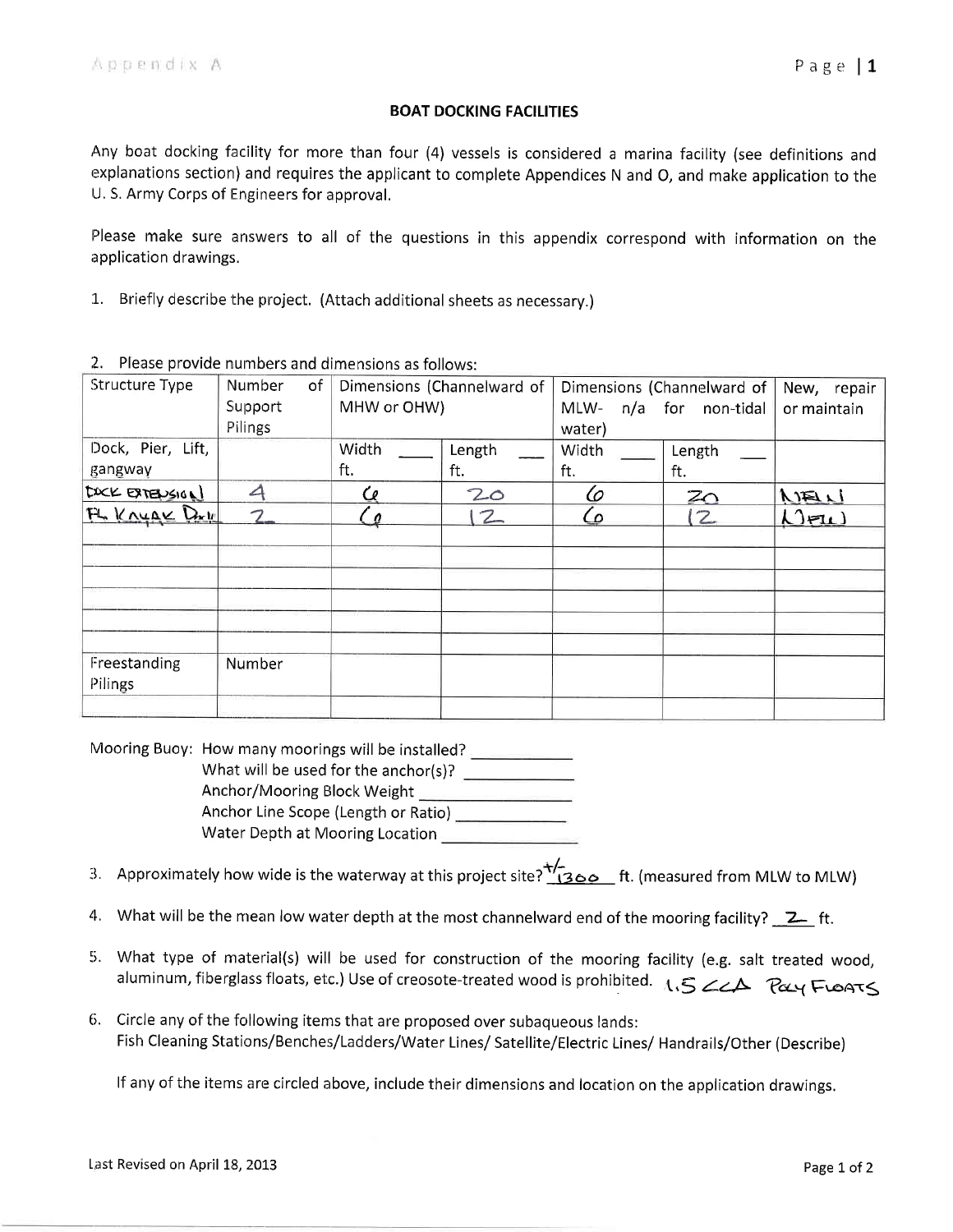Appendix A

## BOAT DOCKING FACILITIES

Any boat docking facility for more than four (4) vessels is considered a marina facility (see definitions and explanations section) and requires the applicant to complete Appendices N and O, and make application to the U. S. Army Corps of Engineers for approval.

Please make sure answers to all of the questions in this appendix correspond with information on the application drawings.

1. Briefly describe the project. (Attach additional sheets as necessary.)

2. Please provide numbers and dimensions as follows:

| Structure Type | Number of Support Pilings | Dimensions (Channelward of MHW or OHW) | | Dimensions (Channelward of MLW- n/a for non-tidal water) | | New, repair or maintain |
|---|---|---|---|---|---|---|
| Dock, Pier, Lift, gangway | | Width ___ ft. | Length ___ ft. | Width ___ ft. | Length ___ ft. | |
| DOCK EXTENSION | 4 | 6 | 20 | 6 | 20 | NEW |
| FL. KAYAK DOCK | 2 | 6 | 12 | 6 | 12 | NEW |
| | | | | | | |
| | | | | | | |
| | | | | | | |
| | | | | | | |
| | | | | | | |
| Freestanding Pilings | Number | | | | | |
| | | | | | | |

Mooring Buoy: How many moorings will be installed? ___________
What will be used for the anchor(s)? ___________
Anchor/Mooring Block Weight ___________
Anchor Line Scope (Length or Ratio) ___________
Water Depth at Mooring Location ___________

3. Approximately how wide is the waterway at this project site? +/- 1300 ft. (measured from MLW to MLW)

4. What will be the mean low water depth at the most channelward end of the mooring facility? 2 ft.

5. What type of material(s) will be used for construction of the mooring facility (e.g. salt treated wood, aluminum, fiberglass floats, etc.) Use of creosote-treated wood is prohibited. 1.5 CCA POLY FLOATS

6. Circle any of the following items that are proposed over subaqueous lands:
Fish Cleaning Stations/Benches/Ladders/Water Lines/ Satellite/Electric Lines/ Handrails/Other (Describe)

If any of the items are circled above, include their dimensions and location on the application drawings.

Last Revised on April 18, 2013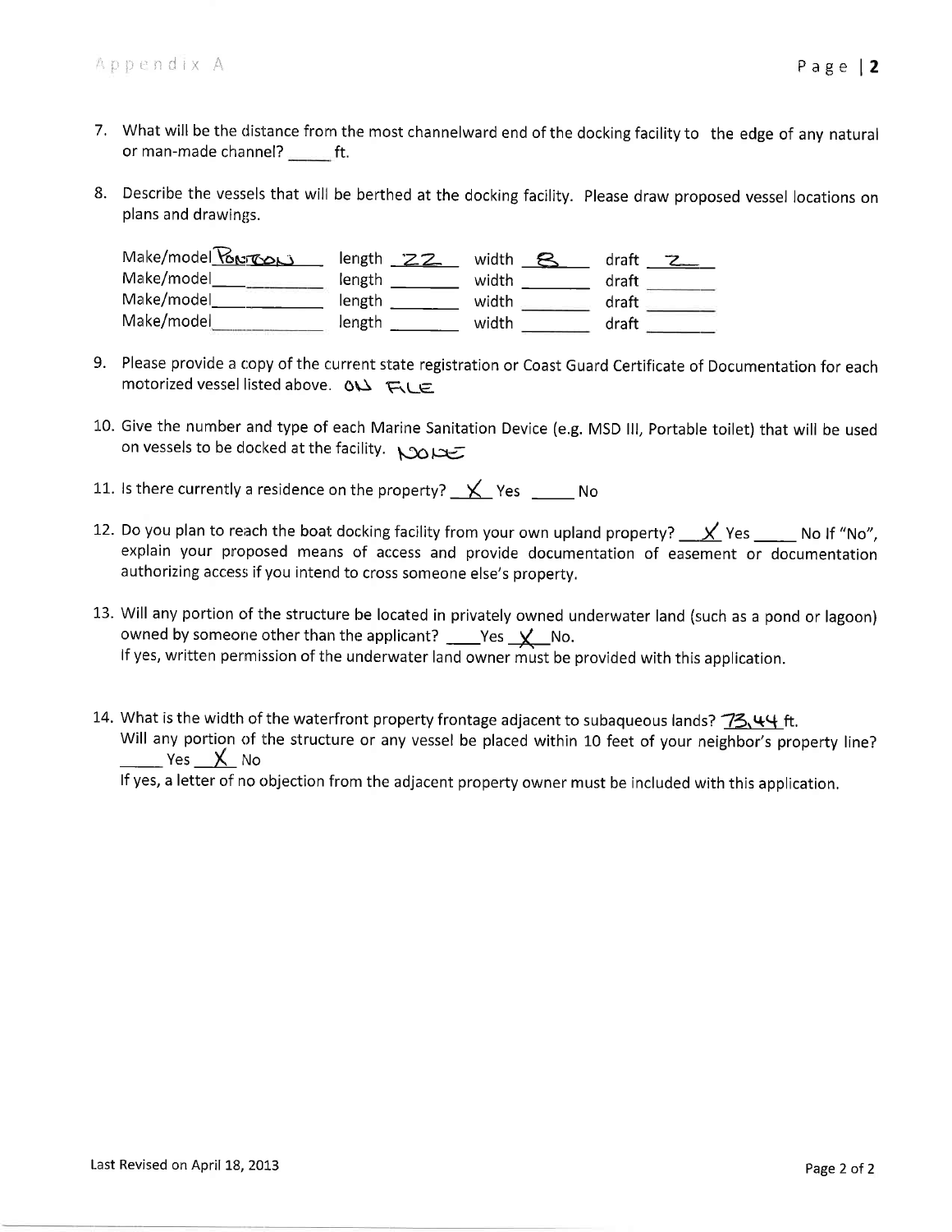7. What will be the distance from the most channelward end of the docking facility to the edge of any natural or man-made channel? _____ ft.

8. Describe the vessels that will be berthed at the docking facility. Please draw proposed vessel locations on plans and drawings.

   | Make/model | length | width | draft |
   |---|---|---|---|
   | PONTOON | 22 | 8 | 2 |
   | | | | |
   | | | | |
   | | | | |

9. Please provide a copy of the current state registration or Coast Guard Certificate of Documentation for each motorized vessel listed above. ON FILE

10. Give the number and type of each Marine Sanitation Device (e.g. MSD III, Portable toilet) that will be used on vessels to be docked at the facility. NONE

11. Is there currently a residence on the property? X Yes _____ No

12. Do you plan to reach the boat docking facility from your own upland property? X Yes _____ No If "No", explain your proposed means of access and provide documentation of easement or documentation authorizing access if you intend to cross someone else's property.

13. Will any portion of the structure be located in privately owned underwater land (such as a pond or lagoon) owned by someone other than the applicant? ____Yes X No.
    If yes, written permission of the underwater land owner must be provided with this application.

14. What is the width of the waterfront property frontage adjacent to subaqueous lands? 73.44 ft.
    Will any portion of the structure or any vessel be placed within 10 feet of your neighbor's property line? _____ Yes X No
    If yes, a letter of no objection from the adjacent property owner must be included with this application.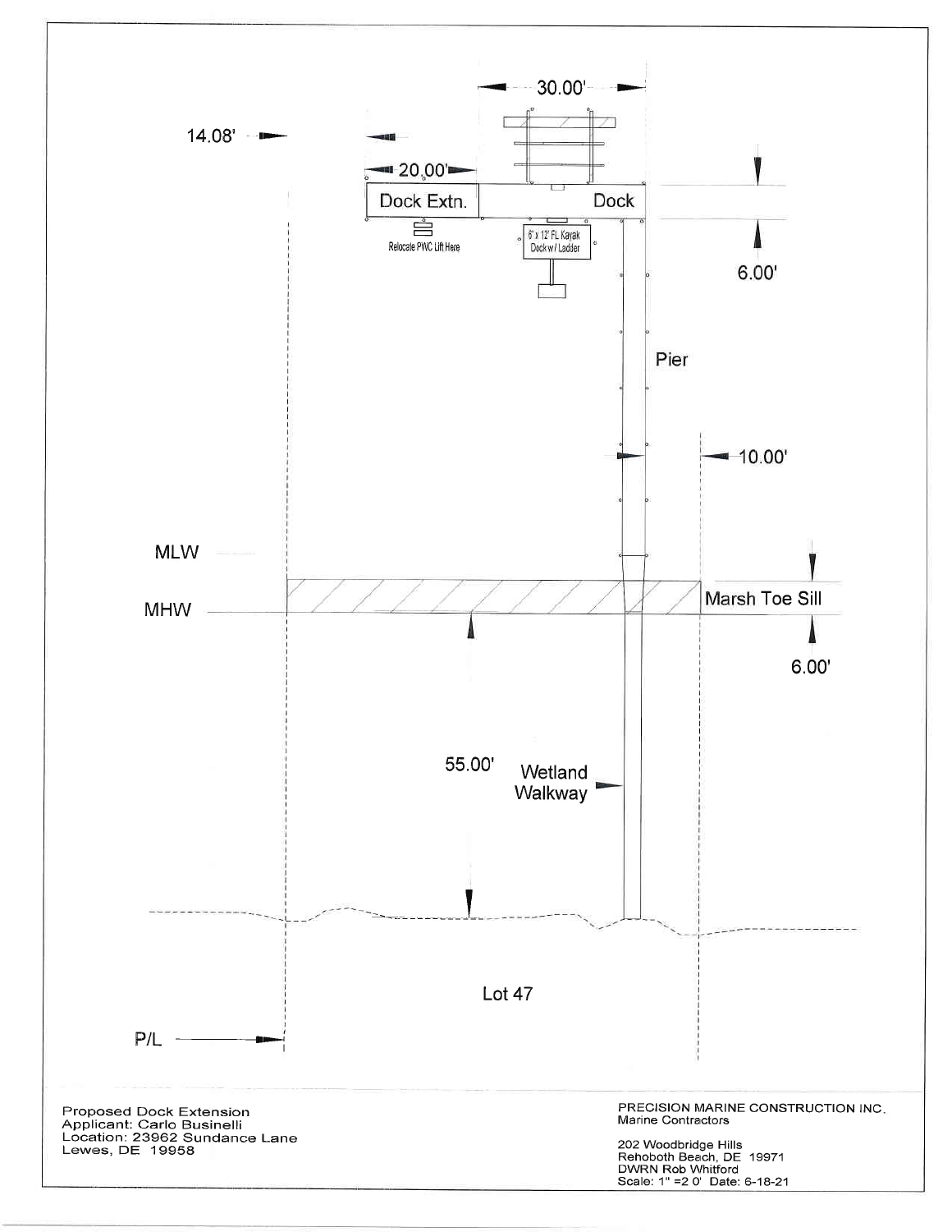30.00'

14.08'

20.00'

Dock Extn.

Dock

6.00'

Relocate PWC Lift Here

6' x 12' FL Kayak Dock w/ Ladder

Pier

10.00'

MLW

MHW

Marsh Toe Sill

6.00'

55.00'

Wetland Walkway

Lot 47

P/L

Proposed Dock Extension
Applicant: Carlo Businelli
Location: 23962 Sundance Lane
Lewes, DE 19958

PRECISION MARINE CONSTRUCTION INC.
Marine Contractors

202 Woodbridge Hills
Rehoboth Beach, DE 19971
DWRN Rob Whitford
Scale: 1" =2 0' Date: 6-18-21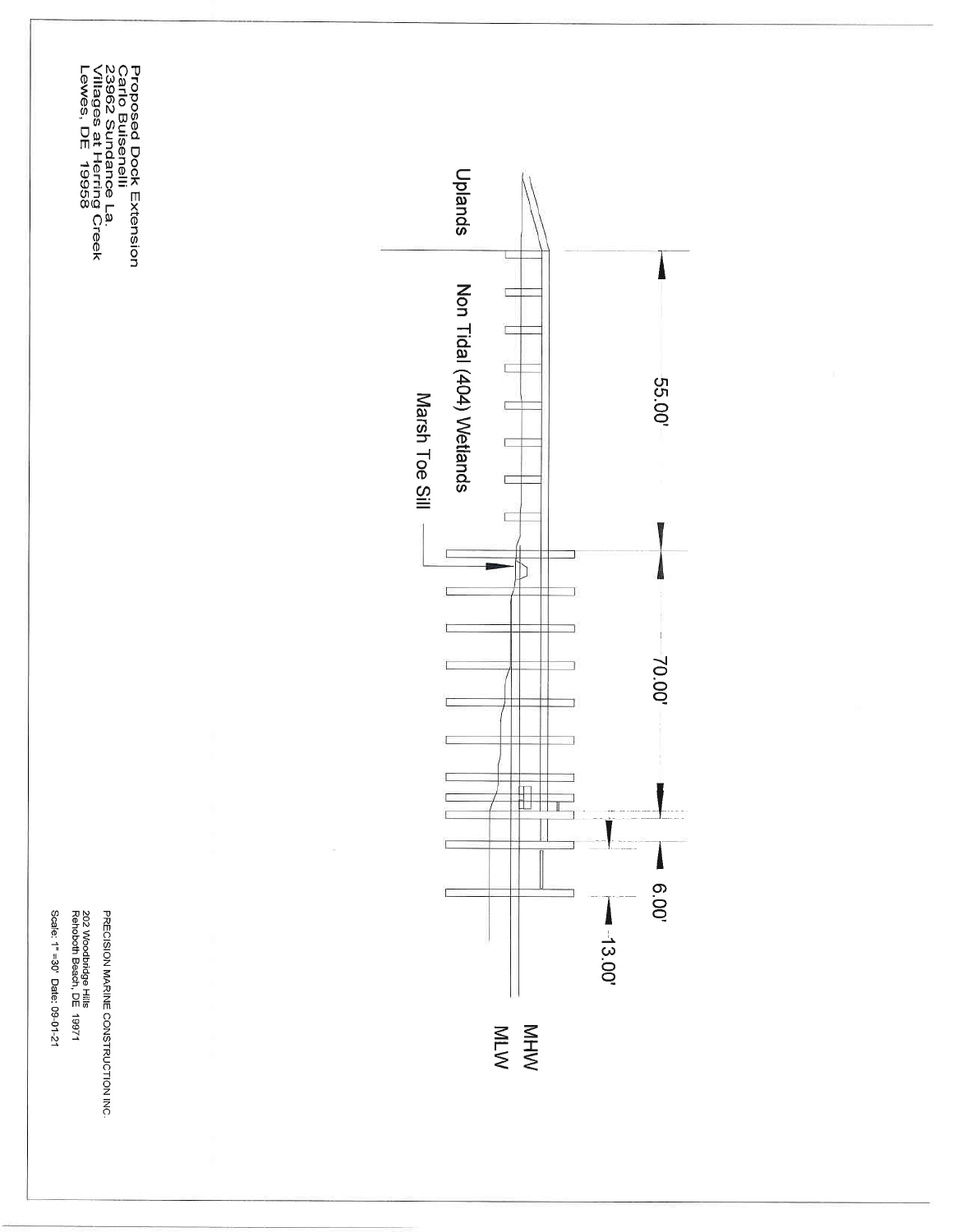Proposed Dock Extension
Carlo Buisenelli
23962 Sundance La.
Villages at Herring Creek
Lewes, DE 19958

Uplands

Non Tidal (404) Wetlands

Marsh Toe Sill

55.00'

70.00'

6.00'

13.00'

MHW

MLW

PRECISION MARINE CONSTRUCTION INC.
202 Woodbridge Hills
Rehoboth Beach, DE 19971

Scale: 1" =30' Date: 09-01-21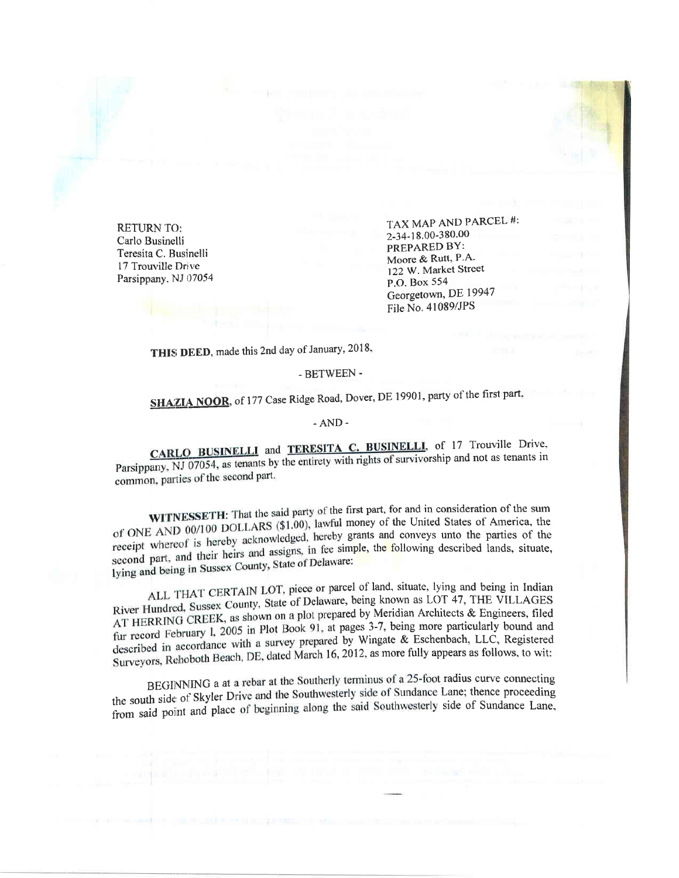RETURN TO:
Carlo Businelli
Teresita C. Businelli
17 Trouville Drive
Parsippany, NJ 07054

TAX MAP AND PARCEL #:
2-34-18.00-380.00
PREPARED BY:
Moore & Rutt, P.A.
122 W. Market Street
P.O. Box 554
Georgetown, DE 19947
File No. 41089/JPS

**THIS DEED**, made this 2nd day of January, 2018,

- BETWEEN -

**SHAZIA NOOR**, of 177 Case Ridge Road, Dover, DE 19901, party of the first part,

- AND -

**CARLO BUSINELLI** and **TERESITA C. BUSINELLI**, of 17 Trouville Drive, Parsippany, NJ 07054, as tenants by the entirety with rights of survivorship and not as tenants in common, parties of the second part.

**WITNESSETH**: That the said party of the first part, for and in consideration of the sum of ONE AND 00/100 DOLLARS ($1.00), lawful money of the United States of America, the receipt whereof is hereby acknowledged, hereby grants and conveys unto the parties of the second part, and their heirs and assigns, in fee simple, the following described lands, situate, lying and being in Sussex County, State of Delaware:

ALL THAT CERTAIN LOT, piece or parcel of land, situate, lying and being in Indian River Hundred, Sussex County, State of Delaware, being known as LOT 47, THE VILLAGES AT HERRING CREEK, as shown on a plot prepared by Meridian Architects & Engineers, filed fur record February 1, 2005 in Plot Book 91, at pages 3-7, being more particularly bound and described in accordance with a survey prepared by Wingate & Eschenbach, LLC, Registered Surveyors, Rehoboth Beach, DE, dated March 16, 2012, as more fully appears as follows, to wit:

BEGINNING a at a rebar at the Southerly terminus of a 25-foot radius curve connecting the south side of Skyler Drive and the Southwesterly side of Sundance Lane; thence proceeding from said point and place of beginning along the said Southwesterly side of Sundance Lane,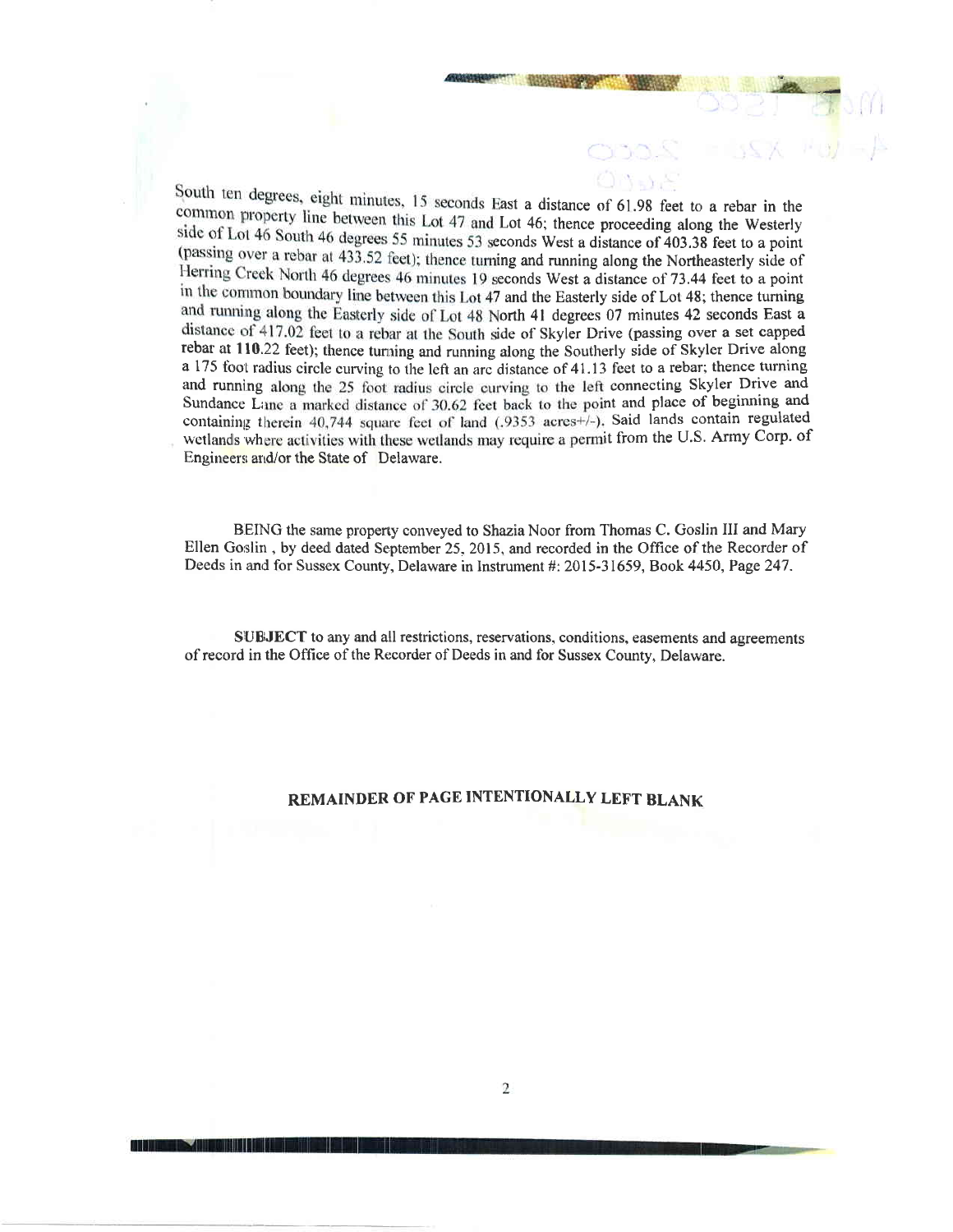South ten degrees, eight minutes, 15 seconds East a distance of 61.98 feet to a rebar in the common property line between this Lot 47 and Lot 46; thence proceeding along the Westerly side of Lot 46 South 46 degrees 55 minutes 53 seconds West a distance of 403.38 feet to a point (passing over a rebar at 433.52 feet); thence turning and running along the Northeasterly side of Herring Creek North 46 degrees 46 minutes 19 seconds West a distance of 73.44 feet to a point in the common boundary line between this Lot 47 and the Easterly side of Lot 48; thence turning and running along the Easterly side of Lot 48 North 41 degrees 07 minutes 42 seconds East a distance of 417.02 feet to a rebar at the South side of Skyler Drive (passing over a set capped rebar at 110.22 feet); thence turning and running along the Southerly side of Skyler Drive along a 175 foot radius circle curving to the left an arc distance of 41.13 feet to a rebar; thence turning and running along the 25 foot radius circle curving to the left connecting Skyler Drive and Sundance Lane a marked distance of 30.62 feet back to the point and place of beginning and containing therein 40,744 square feet of land (.9353 acres+/-). Said lands contain regulated wetlands where activities with these wetlands may require a permit from the U.S. Army Corp. of Engineers and/or the State of Delaware.

BEING the same property conveyed to Shazia Noor from Thomas C. Goslin III and Mary Ellen Goslin , by deed dated September 25, 2015, and recorded in the Office of the Recorder of Deeds in and for Sussex County, Delaware in Instrument #: 2015-31659, Book 4450, Page 247.

**SUBJECT** to any and all restrictions, reservations, conditions, easements and agreements of record in the Office of the Recorder of Deeds in and for Sussex County, Delaware.

**REMAINDER OF PAGE INTENTIONALLY LEFT BLANK**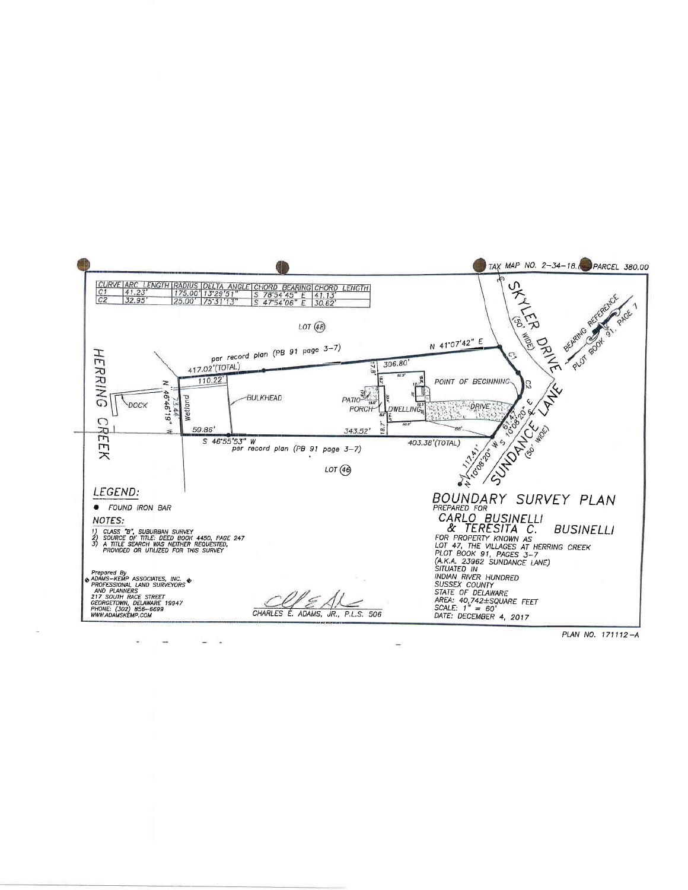TAX MAP NO. 2-34-18.00 PARCEL 380.00

| CURVE | ARC LENGTH | RADIUS | DELTA ANGLE | CHORD BEARING | CHORD LENGTH |
| --- | --- | --- | --- | --- | --- |
| C1 | 41.23' | 175.00' | 13°29'51" | S 78°54'45" E | 41.13' |
| C2 | 32.95' | 25.00' | 75°31'13" | S 47°54'06" E | 30.62' |

LOT 48

HERRING CREEK

DOCK

N 46°46'19" W

23.44'

Wetland

BULKHEAD

per record plan (PB 91 page 3-7)

417.02'(TOTAL)

110.22'

306.80'

N 41°07'42" E

SKYLER DRIVE (50' WIDE)

BEARING REFERENCE PLOT BOOK 91, PAGE 7

C1

C2

POINT OF BEGINNING

PATIO

PORCH

DWELLING

DRIVE

59.86'

343.52'

S 46°55'53" W

per record plan (PB 91 page 3-7)

403.38'(TOTAL)

N 10°08'20" W 117.41'

S 10°08'20" E 61.47'

SUNDANCE LANE (50' WIDE)

LOT 46

## LEGEND:

● FOUND IRON BAR

## NOTES:

1) CLASS "B", SUBURBAN SURVEY
2) SOURCE OF TITLE: DEED BOOK 4450, PAGE 247
3) A TITLE SEARCH WAS NEITHER REQUESTED, PROVIDED OR UTILIZED FOR THIS SURVEY

Prepared By
ADAMS-KEMP ASSOCIATES, INC.
PROFESSIONAL LAND SURVEYORS AND PLANNERS
217 SOUTH RACE STREET
GEORGETOWN, DELAWARE 19947
PHONE: (302) 856-6699
WWW.ADAMSKEMP.COM

CHARLES E. ADAMS, JR., P.L.S. 506

# BOUNDARY SURVEY PLAN

PREPARED FOR
CARLO BUSINELLI & TERESITA C. BUSINELLI
FOR PROPERTY KNOWN AS
LOT 47, THE VILLAGES AT HERRING CREEK
PLOT BOOK 91, PAGES 3-7
(A.K.A. 23962 SUNDANCE LANE)
SITUATED IN
INDIAN RIVER HUNDRED
SUSSEX COUNTY
STATE OF DELAWARE
AREA: 40,742± SQUARE FEET
SCALE: 1" = 60'
DATE: DECEMBER 4, 2017

PLAN NO. 171112-A